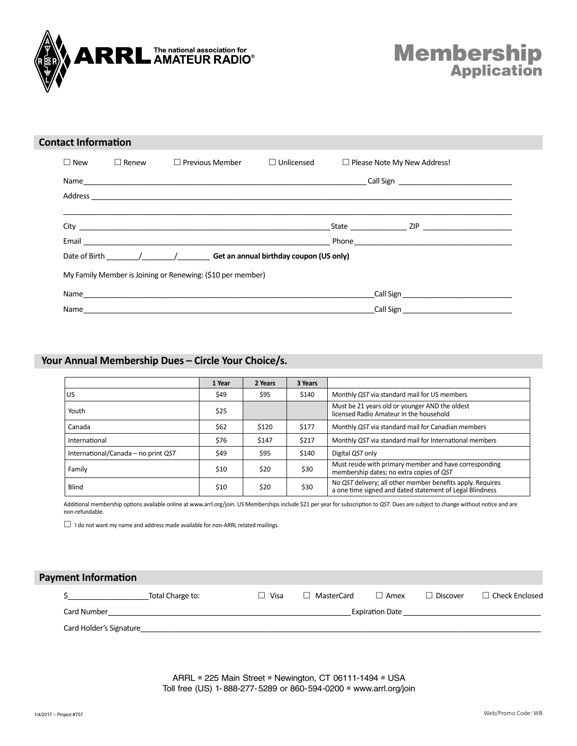**ARRL** The national association for AMATEUR RADIO®

# Membership Application

## Contact Information

☐ New ☐ Renew ☐ Previous Member ☐ Unlicensed ☐ Please Note My New Address!

Name_______________________________________________ Call Sign ____________________

Address ________________________________________________________________________

________________________________________________________________________________

City ______________________________________ State ____________ ZIP ______________

Email _____________________________________ Phone ____________________________

Date of Birth ________/________/________ **Get an annual birthday coupon (US only)**

My Family Member is Joining or Renewing: ($10 per member)

Name_______________________________________________ Call Sign ____________________

Name_______________________________________________ Call Sign ____________________

## Your Annual Membership Dues – Circle Your Choice/s.

| | 1 Year | 2 Years | 3 Years | |
|---|---|---|---|---|
| US | $49 | $95 | $140 | Monthly *QST* via standard mail for US members |
| Youth | $25 | | | Must be 21 years old or younger AND the oldest licensed Radio Amateur in the household |
| Canada | $62 | $120 | $177 | Monthly *QST* via standard mail for Canadian members |
| International | $76 | $147 | $217 | Monthly *QST* via standard mail for International members |
| International/Canada – no print *QST* | $49 | $95 | $140 | Digital *QST* only |
| Family | $10 | $20 | $30 | Must reside with primary member and have corresponding membership dates; no extra copies of *QST* |
| Blind | $10 | $20 | $30 | No *QST* delivery; all other member benefits apply. Requires a one time signed and dated statement of Legal Blindness |

Additional membership options available online at www.arrl.org/join. US Memberships include $21 per year for subscription to *QST*. Dues are subject to change without notice and are non-refundable.

☐ I do not want my name and address made available for non-ARRL related mailings.

## Payment Information

$__________________ Total Charge to: ☐ Visa ☐ MasterCard ☐ Amex ☐ Discover ☐ Check Enclosed

Card Number_____________________________________________ Expiration Date ____________________

Card Holder's Signature__________________________________________________________________

ARRL ▪ 225 Main Street ▪ Newington, CT 06111-1494 ▪ USA
Toll free (US) 1-888-277-5289 or 860-594-0200 ▪ www.arrl.org/join

1/4/2017 – Project #757

Web/Promo Code: WB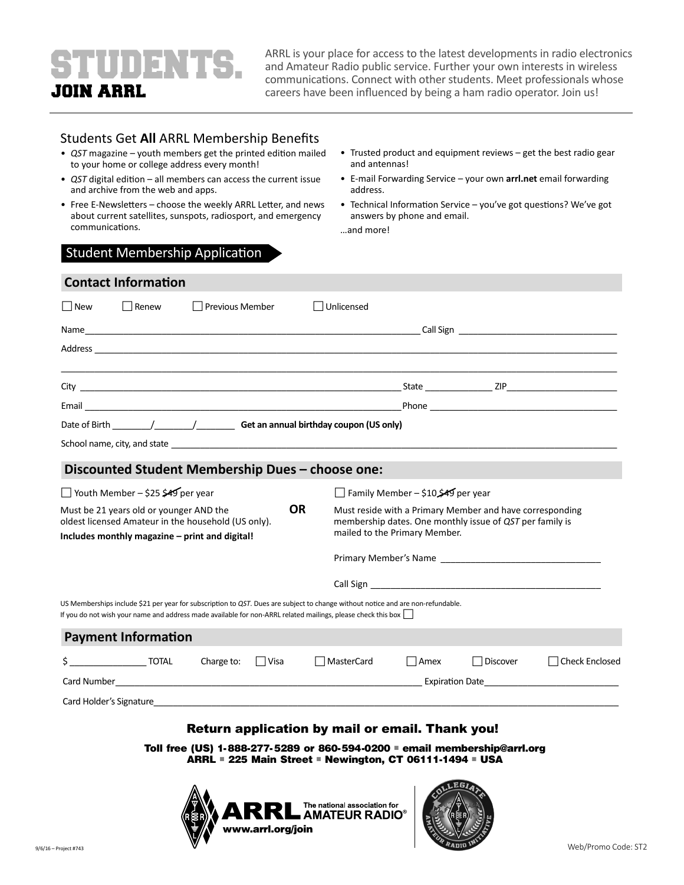# STUDENTS.
## JOIN ARRL

ARRL is your place for access to the latest developments in radio electronics and Amateur Radio public service. Further your own interests in wireless communications. Connect with other students. Meet professionals whose careers have been influenced by being a ham radio operator. Join us!

### Students Get **All** ARRL Membership Benefits

- *QST* magazine – youth members get the printed edition mailed to your home or college address every month!
- *QST* digital edition – all members can access the current issue and archive from the web and apps.
- Free E-Newsletters – choose the weekly ARRL Letter, and news about current satellites, sunspots, radiosport, and emergency communications.
- Trusted product and equipment reviews – get the best radio gear and antennas!
- E-mail Forwarding Service – your own **arrl.net** email forwarding address.
- Technical Information Service – you've got questions? We've got answers by phone and email.

…and more!

## Student Membership Application

### Contact Information

☐ New ☐ Renew ☐ Previous Member ☐ Unlicensed

Name\_\_\_\_\_\_\_\_\_\_\_\_\_\_\_\_\_\_\_\_ Call Sign \_\_\_\_\_\_\_\_\_\_\_\_\_\_\_\_\_\_\_\_

Address \_\_\_\_\_\_\_\_\_\_\_\_\_\_\_\_\_\_\_\_\_\_\_\_\_\_\_\_\_\_\_\_\_\_\_\_\_\_\_\_

\_\_\_\_\_\_\_\_\_\_\_\_\_\_\_\_\_\_\_\_\_\_\_\_\_\_\_\_\_\_\_\_\_\_\_\_\_\_\_\_

City \_\_\_\_\_\_\_\_\_\_\_\_\_\_\_\_\_\_\_\_ State \_\_\_\_\_\_\_\_ ZIP\_\_\_\_\_\_\_\_\_\_

Email \_\_\_\_\_\_\_\_\_\_\_\_\_\_\_\_\_\_\_\_ Phone \_\_\_\_\_\_\_\_\_\_\_\_\_\_\_\_\_\_\_\_

Date of Birth \_\_\_\_\_\_\_\_/\_\_\_\_\_\_\_\_/\_\_\_\_\_\_\_\_ **Get an annual birthday coupon (US only)**

School name, city, and state \_\_\_\_\_\_\_\_\_\_\_\_\_\_\_\_\_\_\_\_\_\_\_\_\_\_\_\_\_\_\_\_\_\_\_\_\_\_\_\_

### Discounted Student Membership Dues – choose one:

☐ Youth Member – $25 ~~$49~~ per year

Must be 21 years old or younger AND the oldest licensed Amateur in the household (US only).

**Includes monthly magazine – print and digital!**

**OR**

☐ Family Member – $10 ~~$49~~ per year

Must reside with a Primary Member and have corresponding membership dates. One monthly issue of *QST* per family is mailed to the Primary Member.

Primary Member's Name \_\_\_\_\_\_\_\_\_\_\_\_\_\_\_\_\_\_\_\_

Call Sign \_\_\_\_\_\_\_\_\_\_\_\_\_\_\_\_\_\_\_\_

US Memberships include $21 per year for subscription to *QST*. Dues are subject to change without notice and are non-refundable.
If you do not wish your name and address made available for non-ARRL related mailings, please check this box ☐

### Payment Information

$ \_\_\_\_\_\_\_\_\_\_\_\_\_\_\_\_ TOTAL Charge to: ☐ Visa ☐ MasterCard ☐ Amex ☐ Discover ☐ Check Enclosed

Card Number\_\_\_\_\_\_\_\_\_\_\_\_\_\_\_\_\_\_\_\_ Expiration Date\_\_\_\_\_\_\_\_\_\_\_\_\_\_\_\_\_\_\_\_

Card Holder's Signature\_\_\_\_\_\_\_\_\_\_\_\_\_\_\_\_\_\_\_\_\_\_\_\_\_\_\_\_\_\_\_\_\_\_\_\_\_\_\_\_

**Return application by mail or email. Thank you!**

**Toll free (US) 1-888-277-5289 or 860-594-0200 ▪ email membership@arrl.org**
**ARRL ▪ 225 Main Street ▪ Newington, CT 06111-1494 ▪ USA**

ARRL The national association for AMATEUR RADIO®
www.arrl.org/join

9/6/16 – Project #743

Web/Promo Code: ST2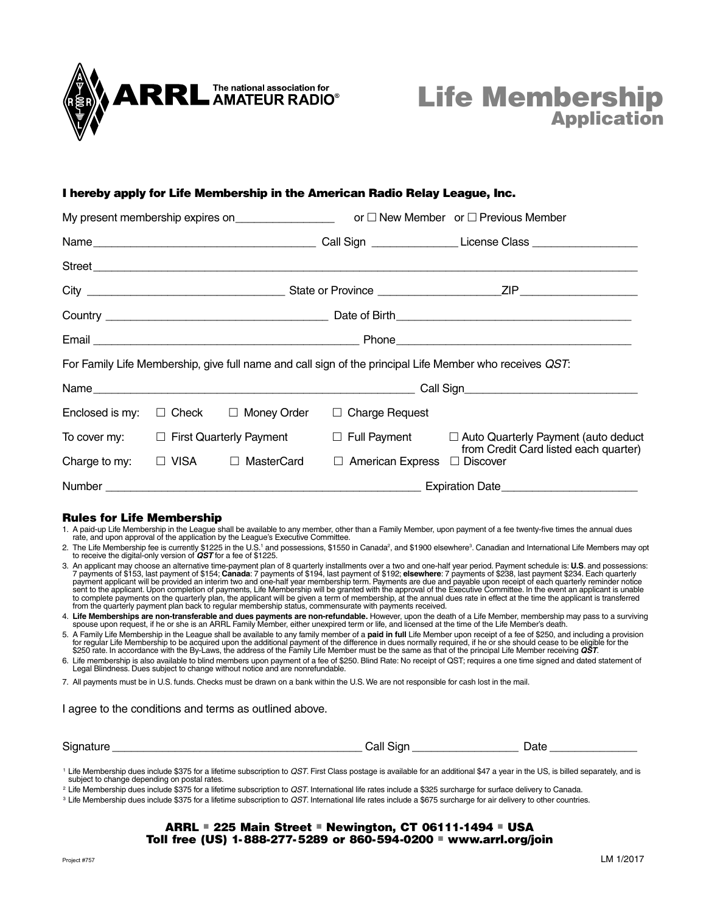ARRL The national association for AMATEUR RADIO®

# Life Membership Application

**I hereby apply for Life Membership in the American Radio Relay League, Inc.**

My present membership expires on________________ or ☐ New Member or ☐ Previous Member

Name___________________________________ Call Sign ______________ License Class _________________

Street_____________________________________________________________________________________

City ________________________________ State or Province ____________________ZIP___________________

Country ____________________________________ Date of Birth_______________________________________

Email ____________________________________________ Phone______________________________________

For Family Life Membership, give full name and call sign of the principal Life Member who receives *QST*:

Name____________________________________________________ Call Sign____________________________

Enclosed is my: ☐ Check ☐ Money Order ☐ Charge Request

To cover my: ☐ First Quarterly Payment ☐ Full Payment ☐ Auto Quarterly Payment (auto deduct from Credit Card listed each quarter)

Charge to my: ☐ VISA ☐ MasterCard ☐ American Express ☐ Discover

Number ____________________________________________________ Expiration Date______________________

## Rules for Life Membership

1. A paid-up Life Membership in the League shall be available to any member, other than a Family Member, upon payment of a fee twenty-five times the annual dues rate, and upon approval of the application by the League's Executive Committee.
2. The Life Membership fee is currently $1225 in the U.S.[1] and possessions, $1550 in Canada[2], and $1900 elsewhere[3]. Canadian and International Life Members may opt to receive the digital-only version of ***QST*** for a fee of $1225.
3. An applicant may choose an alternative time-payment plan of 8 quarterly installments over a two and one-half year period. Payment schedule is: **U.S**. and possessions: 7 payments of $153, last payment of $154; **Canada**: 7 payments of $194, last payment of $192; **elsewhere**: 7 payments of $238, last payment $234. Each quarterly payment applicant will be provided an interim two and one-half year membership term. Payments are due and payable upon receipt of each quarterly reminder notice sent to the applicant. Upon completion of payments, Life Membership will be granted with the approval of the Executive Committee. In the event an applicant is unable to complete payments on the quarterly plan, the applicant will be given a term of membership, at the annual dues rate in effect at the time the applicant is transferred from the quarterly payment plan back to regular membership status, commensurate with payments received.
4. **Life Memberships are non-transferable and dues payments are non-refundable.** However, upon the death of a Life Member, membership may pass to a surviving spouse upon request, if he or she is an ARRL Family Member, either unexpired term or life, and licensed at the time of the Life Member's death.
5. A Family Life Membership in the League shall be available to any family member of a **paid in full** Life Member upon receipt of a fee of $250, and including a provision for regular Life Membership to be acquired upon the additional payment of the difference in dues normally required, if he or she should cease to be eligible for the $250 rate. In accordance with the By-Laws, the address of the Family Life Member must be the same as that of the principal Life Member receiving ***QST***.
6. Life membership is also available to blind members upon payment of a fee of $250. Blind Rate: No receipt of QST; requires a one time signed and dated statement of Legal Blindness. Dues subject to change without notice and are nonrefundable.
7. All payments must be in U.S. funds. Checks must be drawn on a bank within the U.S. We are not responsible for cash lost in the mail.

I agree to the conditions and terms as outlined above.

Signature _________________________________________ Call Sign _________________ Date ______________

[1] Life Membership dues include $375 for a lifetime subscription to *QST*. First Class postage is available for an additional $47 a year in the US, is billed separately, and is subject to change depending on postal rates.

[2] Life Membership dues include $375 for a lifetime subscription to *QST*. International life rates include a $325 surcharge for surface delivery to Canada.

[3] Life Membership dues include $375 for a lifetime subscription to *QST*. International life rates include a $675 surcharge for air delivery to other countries.

**ARRL ▪ 225 Main Street ▪ Newington, CT 06111-1494 ▪ USA**
**Toll free (US) 1-888-277-5289 or 860-594-0200 ▪ www.arrl.org/join**

Project #757

LM 1/2017